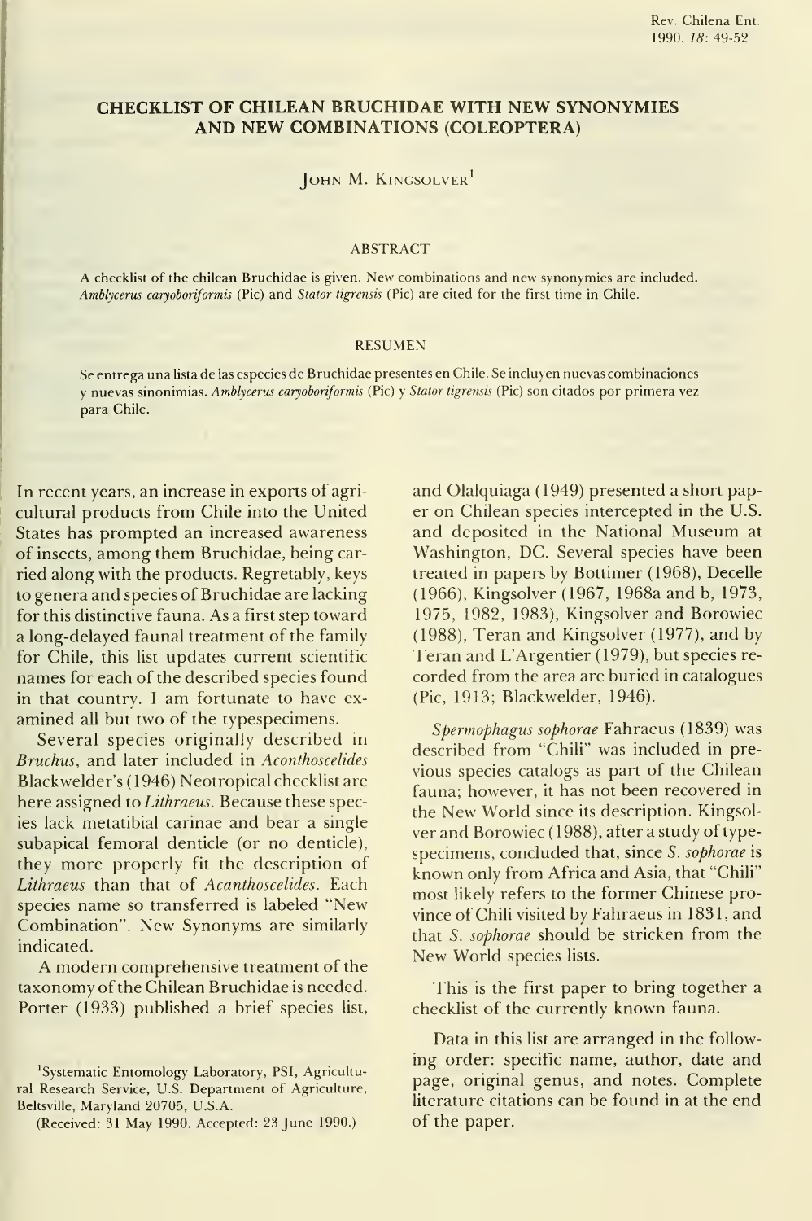# CHECKLIST OF CHILEAN BRUCHIDAE WITH NEW SYNONYMIES AND NEW COMBINATIONS (COLEOPTERA)

John M. Kingsolver[1]

## ABSTRACT

A checklist of the chilean Bruchidae is given. New combinations and new synonymies are included. *Amblycerus caryoboriformis* (Pic) and *Stator tigrensis* (Pic) are cited for the first time in Chile.

## RESUMEN

Se entrega una lista de las especies de Bruchidae presentes en Chile. Se incluyen nuevas combinaciones y nuevas sinonimias. *Amblycerus caryoboriformis* (Pic) y *Stator tigrensis* (Pic) son citados por primera vez para Chile.

In recent years, an increase in exports of agricultural products from Chile into the United States has prompted an increased awareness of insects, among them Bruchidae, being carried along with the products. Regretably, keys to genera and species of Bruchidae are lacking for this distinctive fauna. As a first step toward a long-delayed faunal treatment of the family for Chile, this list updates current scientific names for each of the described species found in that country. I am fortunate to have examined all but two of the typespecimens.

Several species originally described in *Bruchus*, and later included in *Acanthoscelides* Blackwelder's (1946) Neotropical checklist are here assigned to *Lithraeus*. Because these species lack metatibial carinae and bear a single subapical femoral denticle (or no denticle), they more properly fit the description of *Lithraeus* than that of *Acanthoscelides*. Each species name so transferred is labeled "New Combination". New Synonyms are similarly indicated.

A modern comprehensive treatment of the taxonomy of the Chilean Bruchidae is needed. Porter (1933) published a brief species list, and Olalquiaga (1949) presented a short paper on Chilean species intercepted in the U.S. and deposited in the National Museum at Washington, DC. Several species have been treated in papers by Bottimer (1968), Decelle (1966), Kingsolver (1967, 1968a and b, 1973, 1975, 1982, 1983), Kingsolver and Borowiec (1988), Teran and Kingsolver (1977), and by Teran and L'Argentier (1979), but species recorded from the area are buried in catalogues (Pic, 1913; Blackwelder, 1946).

*Spermophagus sophorae* Fahraeus (1839) was described from "Chili" was included in previous species catalogs as part of the Chilean fauna; however, it has not been recovered in the New World since its description. Kingsolver and Borowiec (1988), after a study of typespecimens, concluded that, since *S. sophorae* is known only from Africa and Asia, that "Chili" most likely refers to the former Chinese province of Chili visited by Fahraeus in 1831, and that *S. sophorae* should be stricken from the New World species lists.

This is the first paper to bring together a checklist of the currently known fauna.

Data in this list are arranged in the following order: specific name, author, date and page, original genus, and notes. Complete literature citations can be found in at the end of the paper.

[1]Systematic Entomology Laboratory, PSI, Agricultural Research Service, U.S. Department of Agriculture, Beltsville, Maryland 20705, U.S.A.

(Received: 31 May 1990. Accepted: 23 June 1990.)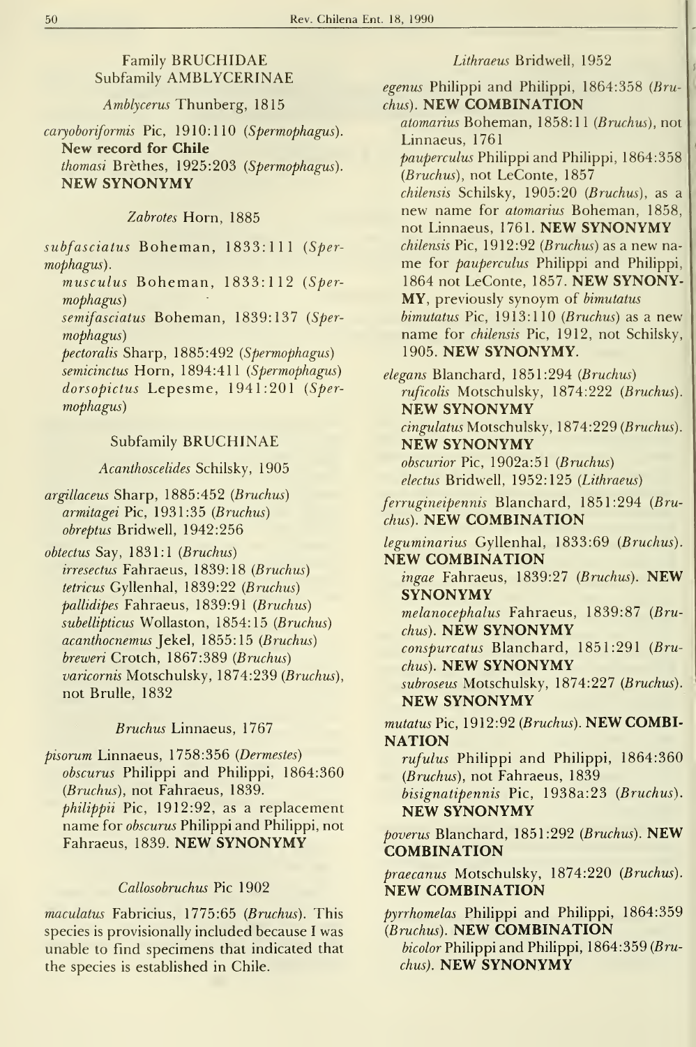## Family BRUCHIDAE
### Subfamily AMBLYCERINAE

*Amblycerus* Thunberg, 1815

*caryoboriformis* Pic, 1910:110 (*Spermophagus*). **New record for Chile**
*thomasi* Brèthes, 1925:203 (*Spermophagus*). **NEW SYNONYMY**

*Zabrotes* Horn, 1885

*subfasciatus* Boheman, 1833:111 (*Spermophagus*).
*musculus* Boheman, 1833:112 (*Spermophagus*)
*semifasciatus* Boheman, 1839:137 (*Spermophagus*)
*pectoralis* Sharp, 1885:492 (*Spermophagus*)
*semicinctus* Horn, 1894:411 (*Spermophagus*)
*dorsopictus* Lepesme, 1941:201 (*Spermophagus*)

### Subfamily BRUCHINAE

*Acanthoscelides* Schilsky, 1905

*argillaceus* Sharp, 1885:452 (*Bruchus*)
*armitagei* Pic, 1931:35 (*Bruchus*)
*obreptus* Bridwell, 1942:256

*obtectus* Say, 1831:1 (*Bruchus*)
*irresectus* Fahraeus, 1839:18 (*Bruchus*)
*tetricus* Gyllenhal, 1839:22 (*Bruchus*)
*pallidipes* Fahraeus, 1839:91 (*Bruchus*)
*subellipticus* Wollaston, 1854:15 (*Bruchus*)
*acanthocnemus* Jekel, 1855:15 (*Bruchus*)
*breweri* Crotch, 1867:389 (*Bruchus*)
*varicornis* Motschulsky, 1874:239 (*Bruchus*), not Brulle, 1832

*Bruchus* Linnaeus, 1767

*pisorum* Linnaeus, 1758:356 (*Dermestes*)
*obscurus* Philippi and Philippi, 1864:360 (*Bruchus*), not Fahraeus, 1839.
*philippii* Pic, 1912:92, as a replacement name for *obscurus* Philippi and Philippi, not Fahraeus, 1839. **NEW SYNONYMY**

*Callosobruchus* Pic 1902

*maculatus* Fabricius, 1775:65 (*Bruchus*). This species is provisionally included because I was unable to find specimens that indicated that the species is established in Chile.

*Lithraeus* Bridwell, 1952

*egenus* Philippi and Philippi, 1864:358 (*Bruchus*). **NEW COMBINATION**
*atomarius* Boheman, 1858:11 (*Bruchus*), not Linnaeus, 1761
*pauperculus* Philippi and Philippi, 1864:358 (*Bruchus*), not LeConte, 1857
*chilensis* Schilsky, 1905:20 (*Bruchus*), as a new name for *atomarius* Boheman, 1858, not Linnaeus, 1761. **NEW SYNONYMY**
*chilensis* Pic, 1912:92 (*Bruchus*) as a new name for *pauperculus* Philippi and Philippi, 1864 not LeConte, 1857. **NEW SYNONYMY**, previously synoym of *bimutatus*
*bimutatus* Pic, 1913:110 (*Bruchus*) as a new name for *chilensis* Pic, 1912, not Schilsky, 1905. **NEW SYNONYMY.**

*elegans* Blanchard, 1851:294 (*Bruchus*)
*ruficolis* Motschulsky, 1874:222 (*Bruchus*). **NEW SYNONYMY**
*cingulatus* Motschulsky, 1874:229 (*Bruchus*). **NEW SYNONYMY**
*obscurior* Pic, 1902a:51 (*Bruchus*)
*electus* Bridwell, 1952:125 (*Lithraeus*)

*ferrugineipennis* Blanchard, 1851:294 (*Bruchus*). **NEW COMBINATION**

*leguminarius* Gyllenhal, 1833:69 (*Bruchus*). **NEW COMBINATION**
*ingae* Fahraeus, 1839:27 (*Bruchus*). **NEW SYNONYMY**
*melanocephalus* Fahraeus, 1839:87 (*Bruchus*). **NEW SYNONYMY**
*conspurcatus* Blanchard, 1851:291 (*Bruchus*). **NEW SYNONYMY**
*subroseus* Motschulsky, 1874:227 (*Bruchus*). **NEW SYNONYMY**

*mutatus* Pic, 1912:92 (*Bruchus*). **NEW COMBINATION**
*rufulus* Philippi and Philippi, 1864:360 (*Bruchus*), not Fahraeus, 1839
*bisignatipennis* Pic, 1938a:23 (*Bruchus*). **NEW SYNONYMY**

*poverus* Blanchard, 1851:292 (*Bruchus*). **NEW COMBINATION**

*praecanus* Motschulsky, 1874:220 (*Bruchus*). **NEW COMBINATION**

*pyrrhomelas* Philippi and Philippi, 1864:359 (*Bruchus*). **NEW COMBINATION**
*bicolor* Philippi and Philippi, 1864:359 (*Bruchus*). **NEW SYNONYMY**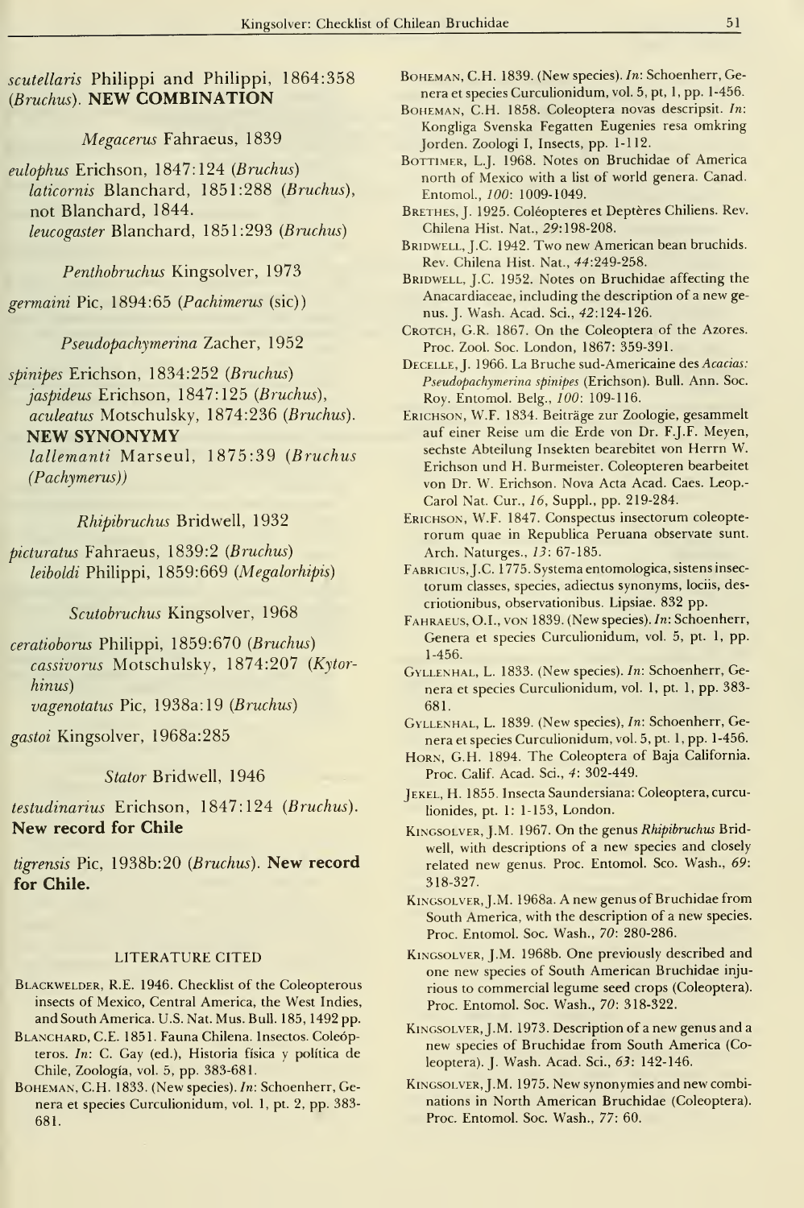*scutellaris* Philippi and Philippi, 1864:358 (*Bruchus*). **NEW COMBINATION**

*Megacerus* Fahraeus, 1839

*eulophus* Erichson, 1847:124 (*Bruchus*)
*laticornis* Blanchard, 1851:288 (*Bruchus*), not Blanchard, 1844.
*leucogaster* Blanchard, 1851:293 (*Bruchus*)

*Penthobruchus* Kingsolver, 1973

*germaini* Pic, 1894:65 (*Pachimerus* (sic))

*Pseudopachymerina* Zacher, 1952

*spinipes* Erichson, 1834:252 (*Bruchus*)
*jaspideus* Erichson, 1847:125 (*Bruchus*),
*aculeatus* Motschulsky, 1874:236 (*Bruchus*). **NEW SYNONYMY**
*lallemanti* Marseul, 1875:39 (*Bruchus* (*Pachymerus*))

*Rhipibruchus* Bridwell, 1932

*picturatus* Fahraeus, 1839:2 (*Bruchus*)
*leiboldi* Philippi, 1859:669 (*Megalorhipis*)

*Scutobruchus* Kingsolver, 1968

*ceratioborus* Philippi, 1859:670 (*Bruchus*)
*cassivorus* Motschulsky, 1874:207 (*Kytorhinus*)
*vagenotatus* Pic, 1938a:19 (*Bruchus*)

*gastoi* Kingsolver, 1968a:285

*Stator* Bridwell, 1946

*testudinarius* Erichson, 1847:124 (*Bruchus*). **New record for Chile**

*tigrensis* Pic, 1938b:20 (*Bruchus*). **New record for Chile.**

## LITERATURE CITED

Blackwelder, R.E. 1946. Checklist of the Coleopterous insects of Mexico, Central America, the West Indies, and South America. U.S. Nat. Mus. Bull. 185, 1492 pp.

Blanchard, C.E. 1851. Fauna Chilena. Insectos. Coleópteros. *In*: C. Gay (ed.), Historia física y política de Chile, Zoología, vol. 5, pp. 383-681.

Boheman, C.H. 1833. (New species). *In*: Schoenherr, Genera et species Curculionidum, vol. 1, pt. 2, pp. 383-681.

Boheman, C.H. 1839. (New species). *In*: Schoenherr, Genera et species Curculionidum, vol. 5, pt, 1, pp. 1-456.

Boheman, C.H. 1858. Coleoptera novas descripsit. *In*: Kongliga Svenska Fegatten Eugenies resa omkring Jorden. Zoologi I, Insects, pp. 1-112.

Bottimer, L.J. 1968. Notes on Bruchidae of America north of Mexico with a list of world genera. Canad. Entomol., *100*: 1009-1049.

Brethes, J. 1925. Coléopteres et Deptères Chiliens. Rev. Chilena Hist. Nat., *29*:198-208.

Bridwell, J.C. 1942. Two new American bean bruchids. Rev. Chilena Hist. Nat., *44*:249-258.

Bridwell, J.C. 1952. Notes on Bruchidae affecting the Anacardiaceae, including the description of a new genus. J. Wash. Acad. Sci., *42*:124-126.

Crotch, G.R. 1867. On the Coleoptera of the Azores. Proc. Zool. Soc. London, 1867: 359-391.

Decelle, J. 1966. La Bruche sud-Americaine des *Acacias: Pseudopachymerina spinipes* (Erichson). Bull. Ann. Soc. Roy. Entomol. Belg., *100*: 109-116.

Erichson, W.F. 1834. Beiträge zur Zoologie, gesammelt auf einer Reise um die Erde von Dr. F.J.F. Meyen, sechste Abteilung Insekten bearebitet von Herrn W. Erichson und H. Burmeister. Coleopteren bearbeitet von Dr. W. Erichson. Nova Acta Acad. Caes. Leop.-Carol Nat. Cur., *16*, Suppl., pp. 219-284.

Erichson, W.F. 1847. Conspectus insectorum coleopterorum quae in Republica Peruana observate sunt. Arch. Naturges., *13*: 67-185.

Fabricius, J.C. 1775. Systema entomologica, sistens insectorum classes, species, adiectus synonyms, lociis, descriotionibus, observationibus. Lipsiae. 832 pp.

Fahraeus, O.I., von 1839. (New species). *In*: Schoenherr, Genera et species Curculionidum, vol. 5, pt. 1, pp. 1-456.

Gyllenhal, L. 1833. (New species). *In*: Schoenherr, Genera et species Curculionidum, vol. 1, pt. 1, pp. 383-681.

Gyllenhal, L. 1839. (New species), *In*: Schoenherr, Genera et species Curculionidum, vol. 5, pt. 1, pp. 1-456.

Horn, G.H. 1894. The Coleoptera of Baja California. Proc. Calif. Acad. Sci., *4*: 302-449.

Jekel, H. 1855. Insecta Saundersiana: Coleoptera, curculionides, pt. 1: 1-153, London.

Kingsolver, J.M. 1967. On the genus *Rhipibruchus* Bridwell, with descriptions of a new species and closely related new genus. Proc. Entomol. Sco. Wash., *69*: 318-327.

Kingsolver, J.M. 1968a. A new genus of Bruchidae from South America, with the description of a new species. Proc. Entomol. Soc. Wash., *70*: 280-286.

Kingsolver, J.M. 1968b. One previously described and one new species of South American Bruchidae injurious to commercial legume seed crops (Coleoptera). Proc. Entomol. Soc. Wash., *70*: 318-322.

Kingsolver, J.M. 1973. Description of a new genus and a new species of Bruchidae from South America (Coleoptera). J. Wash. Acad. Sci., *63*: 142-146.

Kingsolver, J.M. 1975. New synonymies and new combinations in North American Bruchidae (Coleoptera). Proc. Entomol. Soc. Wash., *77*: 60.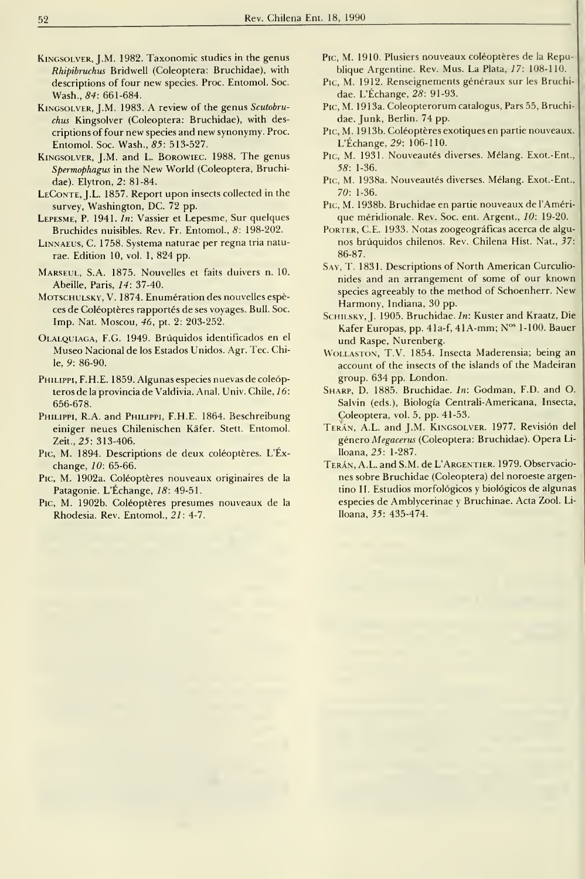KINGSOLVER, J.M. 1982. Taxonomic studies in the genus *Rhipibruchus* Bridwell (Coleoptera: Bruchidae), with descriptions of four new species. Proc. Entomol. Soc. Wash., *84*: 661-684.

KINGSOLVER, J.M. 1983. A review of the genus *Scutobruchus* Kingsolver (Coleoptera: Bruchidae), with descriptions of four new species and new synonymy. Proc. Entomol. Soc. Wash., *85*: 513-527.

KINGSOLVER, J.M. and L. BOROWIEC. 1988. The genus *Spermophagus* in the New World (Coleoptera, Bruchidae). Elytron, *2*: 81-84.

LECONTE, J.L. 1857. Report upon insects collected in the survey, Washington, DC. 72 pp.

LEPESME, P. 1941. *In*: Vassier et Lepesme, Sur quelques Bruchides nuisibles. Rev. Fr. Entomol., *8*: 198-202.

LINNAEUS, C. 1758. Systema naturae per regna tria naturae. Edition 10, vol. 1, 824 pp.

MARSEUL, S.A. 1875. Nouvelles et faits duivers n. 10. Abeille, Paris, *14*: 37-40.

MOTSCHULSKY, V. 1874. Enumération des nouvelles espèces de Coléoptères rapportés de ses voyages. Bull. Soc. Imp. Nat. Moscou, *46*, pt. 2: 203-252.

OLALQUIAGA, F.G. 1949. Brúquidos identificados en el Museo Nacional de los Estados Unidos. Agr. Tec. Chile, *9*: 86-90.

PHILIPPI, F.H.E. 1859. Algunas especies nuevas de coleópteros de la provincia de Valdivia. Anal. Univ. Chile, *16*: 656-678.

PHILIPPI, R.A. and PHILIPPI, F.H.E. 1864. Beschreibung einiger neues Chilenischen Käfer. Stett. Entomol. Zeit., *25*: 313-406.

PIC, M. 1894. Descriptions de deux coléoptères. L'Échange, *10*: 65-66.

PIC, M. 1902a. Coléoptères nouveaux originaires de la Patagonie. L'Échange, *18*: 49-51.

PIC, M. 1902b. Coléoptères presumes nouveaux de la Rhodesia. Rev. Entomol., *21*: 4-7.

PIC, M. 1910. Plusiers nouveaux coléoptères de la Republique Argentine. Rev. Mus. La Plata, *17*: 108-110.

PIC, M. 1912. Renseignements généraux sur les Bruchidae. L'Échange, *28*: 91-93.

PIC, M. 1913a. Coleopterorum catalogus, Pars 55, Bruchidae. Junk, Berlin. 74 pp.

PIC, M. 1913b. Coléoptères exotiques en partie nouveaux. L'Échange, *29*: 106-110.

PIC, M. 1931. Nouveautés diverses. Mélang. Exot.-Ent., *58*: 1-36.

PIC, M. 1938a. Nouveautés diverses. Mélang. Exot.-Ent., *70*: 1-36.

PIC, M. 1938b. Bruchidae en partie nouveaux de l'Amérique méridionale. Rev. Soc. ent. Argent., *10*: 19-20.

PORTER, C.E. 1933. Notas zoogeográficas acerca de algunos brúquidos chilenos. Rev. Chilena Hist. Nat., *37*: 86-87.

SAY, T. 1831. Descriptions of North American Curculionides and an arrangement of some of our known species agreeably to the method of Schoenherr. New Harmony, Indiana, 30 pp.

SCHILSKY, J. 1905. Bruchidae. *In*: Kuster and Kraatz, Die Kafer Europas, pp. 41a-f, 41A-mm; N$^{os}$ 1-100. Bauer und Raspe, Nurenberg.

WOLLASTON, T.V. 1854. Insecta Maderensia; being an account of the insects of the islands of the Madeiran group. 634 pp. London.

SHARP, D. 1885. Bruchidae. *In*: Godman, F.D. and O. Salvin (eds.), Biología Centrali-Americana, Insecta, Coleoptera, vol. 5, pp. 41-53.

TERÁN, A.L. and J.M. KINGSOLVER. 1977. Revisión del género *Megacerus* (Coleoptera: Bruchidae). Opera Lilloana, *25*: 1-287.

TERÁN, A.L. and S.M. de L'ARGENTIER. 1979. Observaciones sobre Bruchidae (Coleoptera) del noroeste argentino II. Estudios morfológicos y biológicos de algunas especies de Amblycerinae y Bruchinae. Acta Zool. Lilloana, *35*: 435-474.